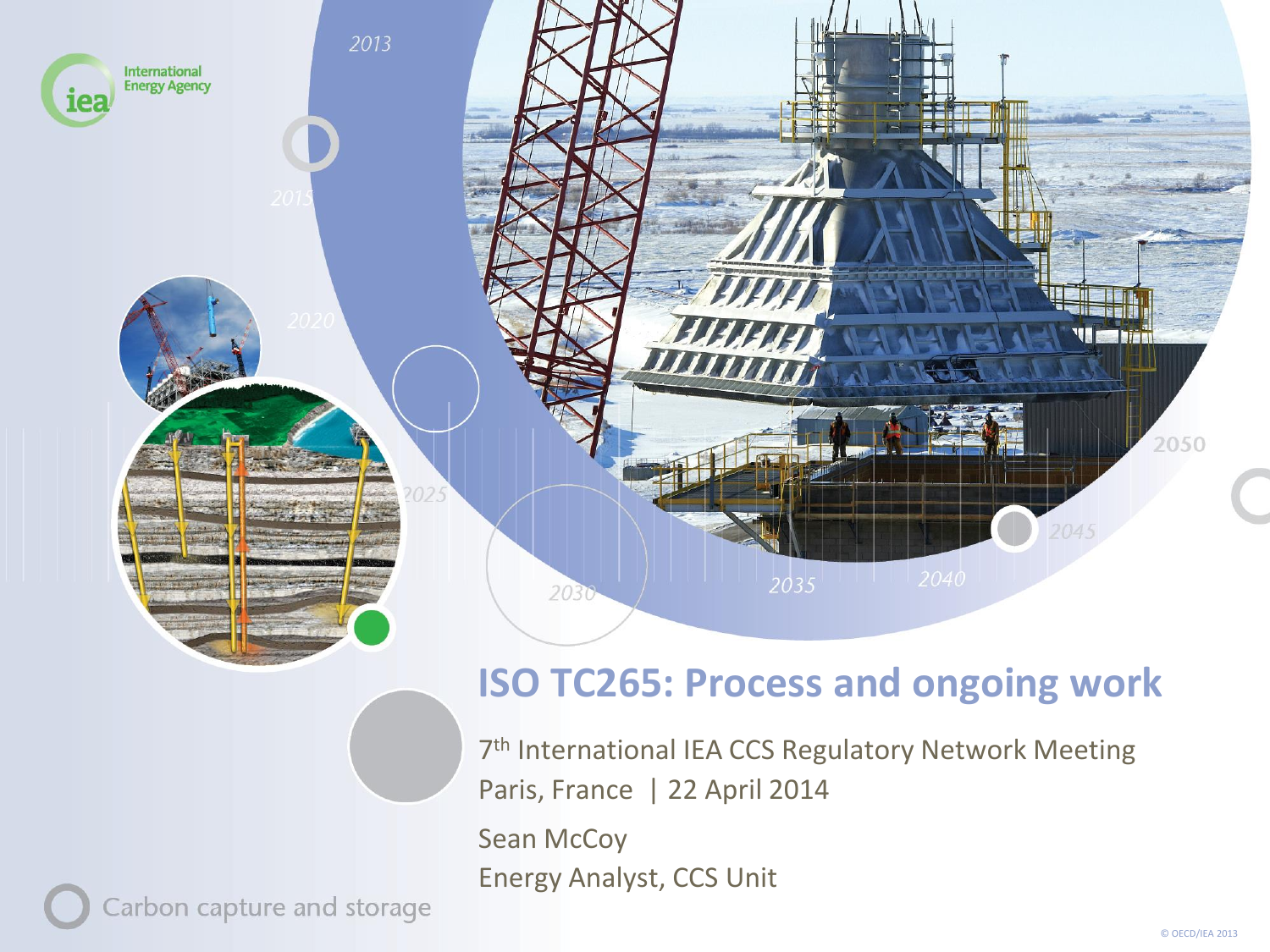# ISO TC265: Process and ongoing work

7th International IEA CCS Regulatory Network Meeting
Paris, France | 22 April 2014

Sean McCoy
Energy Analyst, CCS Unit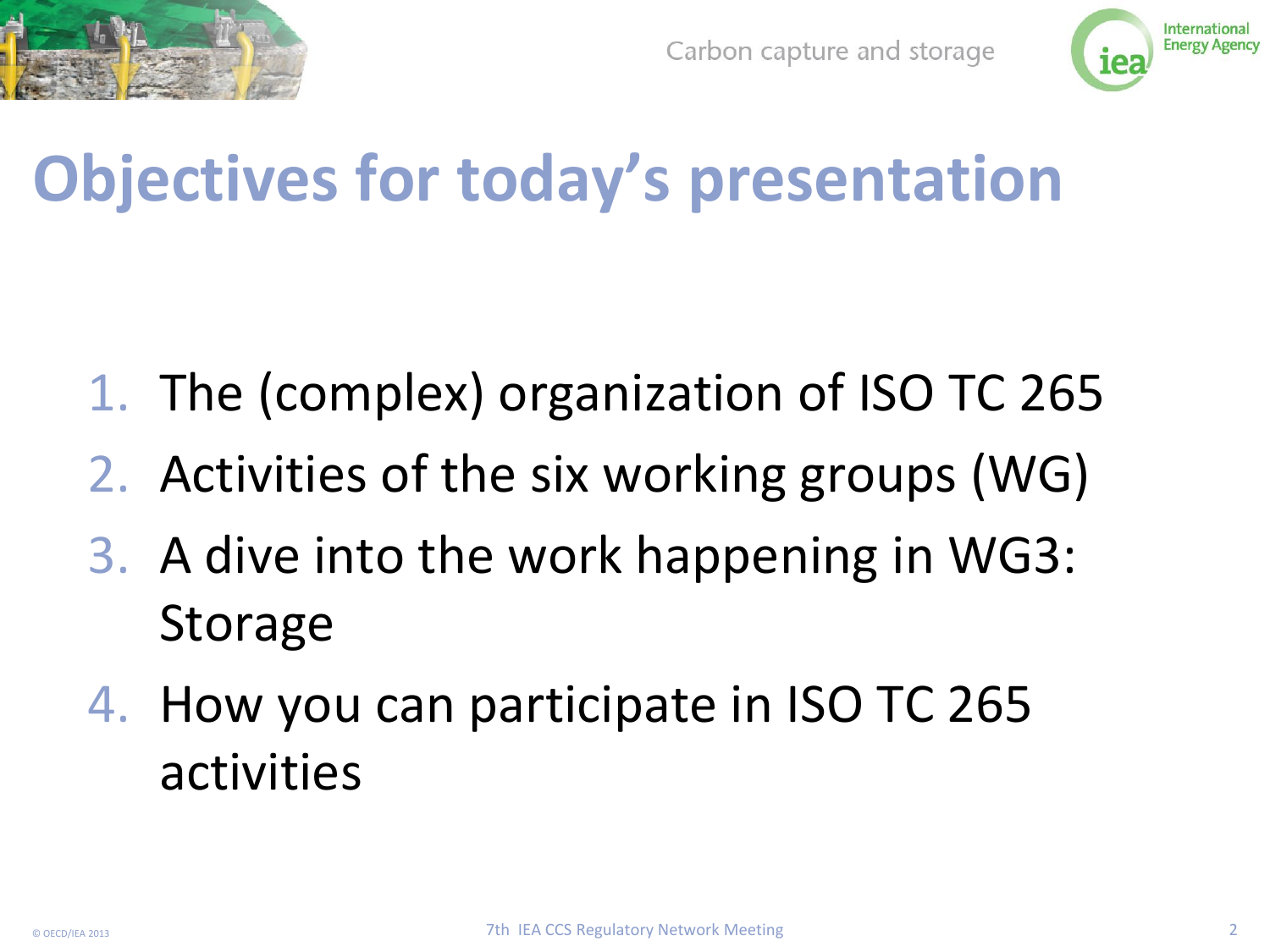# Objectives for today's presentation

1. The (complex) organization of ISO TC 265
2. Activities of the six working groups (WG)
3. A dive into the work happening in WG3: Storage
4. How you can participate in ISO TC 265 activities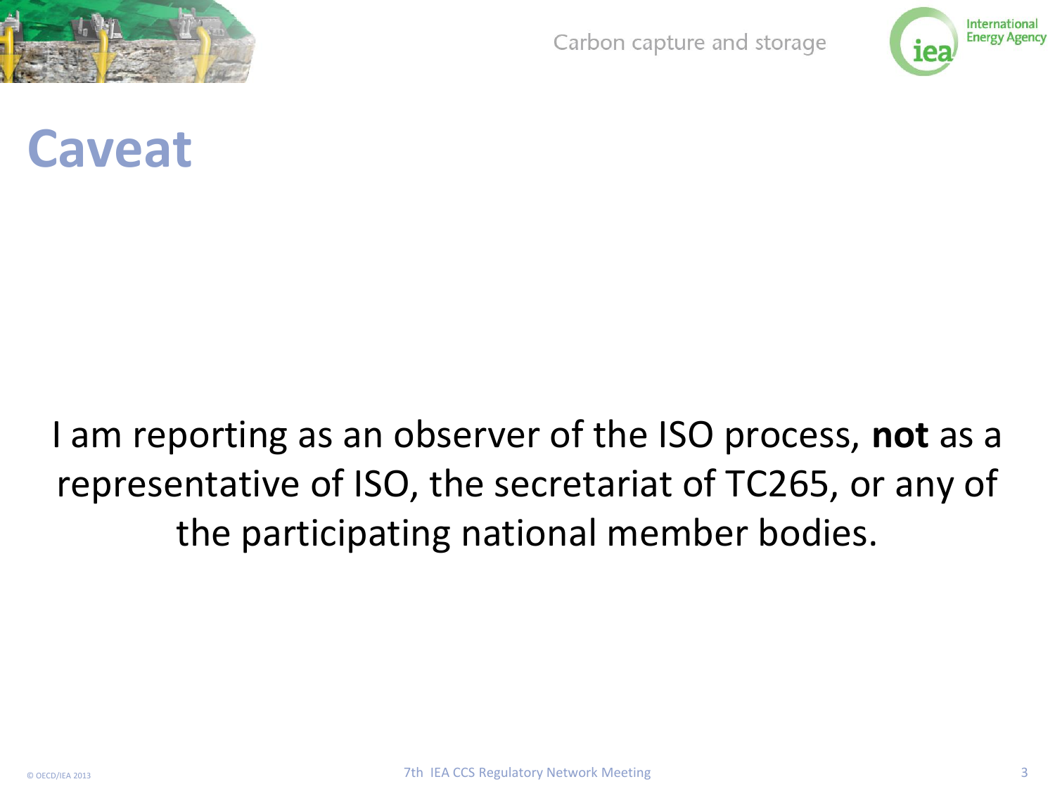# Caveat

I am reporting as an observer of the ISO process, **not** as a representative of ISO, the secretariat of TC265, or any of the participating national member bodies.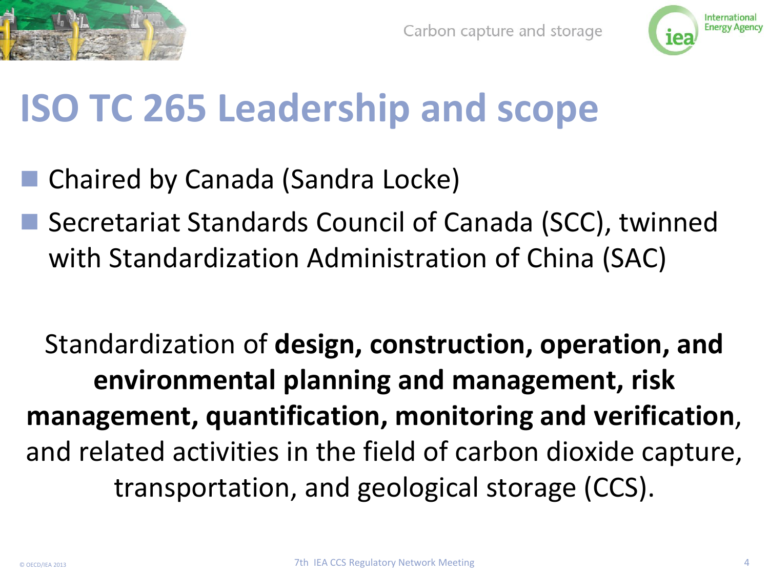# ISO TC 265 Leadership and scope

- Chaired by Canada (Sandra Locke)
- Secretariat Standards Council of Canada (SCC), twinned with Standardization Administration of China (SAC)

Standardization of **design, construction, operation, and environmental planning and management, risk management, quantification, monitoring and verification**, and related activities in the field of carbon dioxide capture, transportation, and geological storage (CCS).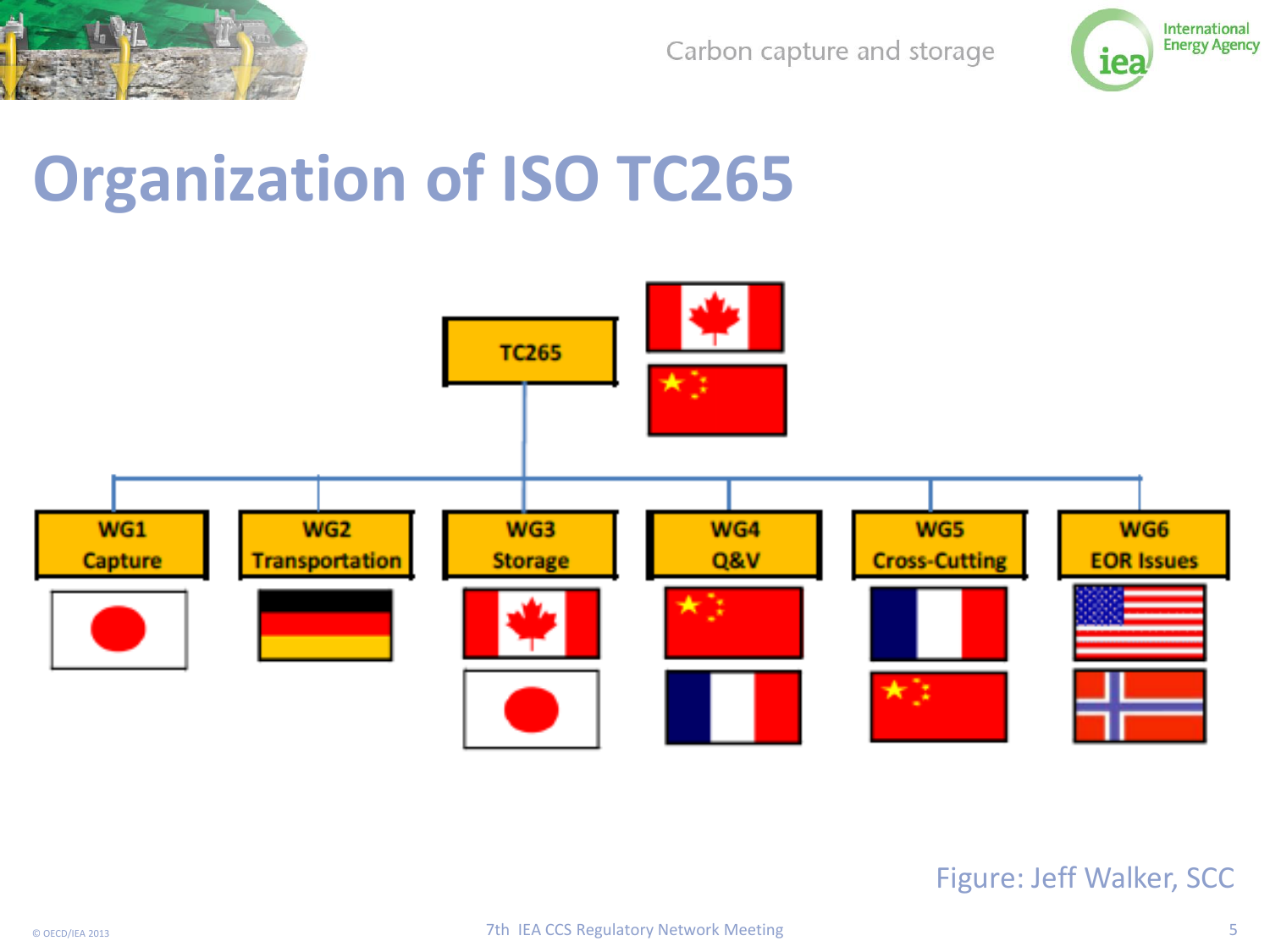# Organization of ISO TC265

TC265

WG1 Capture

WG2 Transportation

WG3 Storage

WG4 Q&V

WG5 Cross-Cutting

WG6 EOR Issues

Figure: Jeff Walker, SCC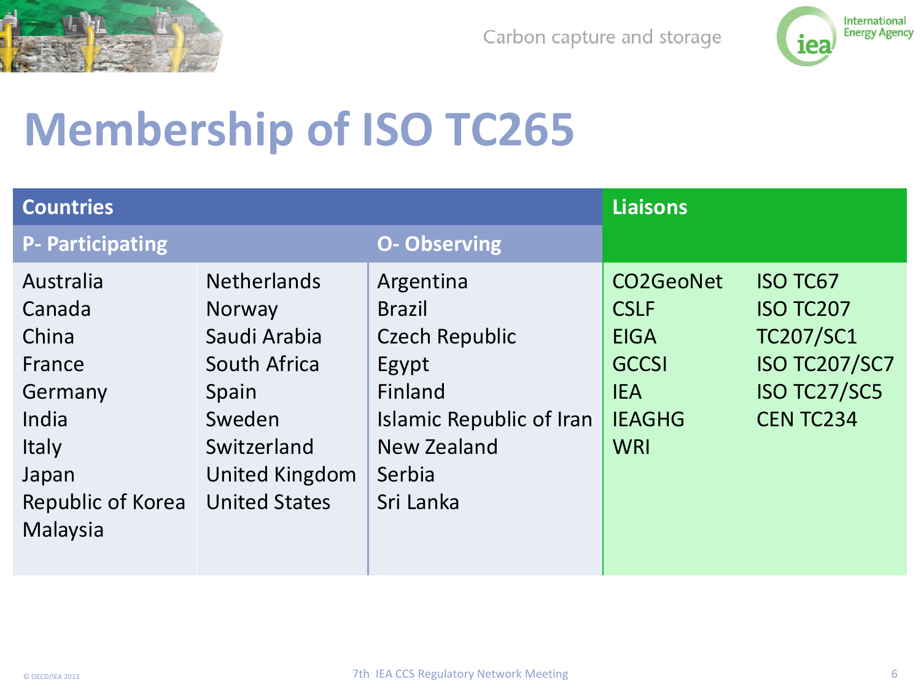# Membership of ISO TC265

| Countries | | | Liaisons | |
|---|---|---|---|---|
| P- Participating | | O- Observing | | |
| Australia | Netherlands | Argentina | CO2GeoNet | ISO TC67 |
| Canada | Norway | Brazil | CSLF | ISO TC207 |
| China | Saudi Arabia | Czech Republic | EIGA | TC207/SC1 |
| France | South Africa | Egypt | GCCSI | ISO TC207/SC7 |
| Germany | Spain | Finland | IEA | ISO TC27/SC5 |
| India | Sweden | Islamic Republic of Iran | IEAGHG | CEN TC234 |
| Italy | Switzerland | New Zealand | WRI | |
| Japan | United Kingdom | Serbia | | |
| Republic of Korea | United States | Sri Lanka | | |
| Malaysia | | | | |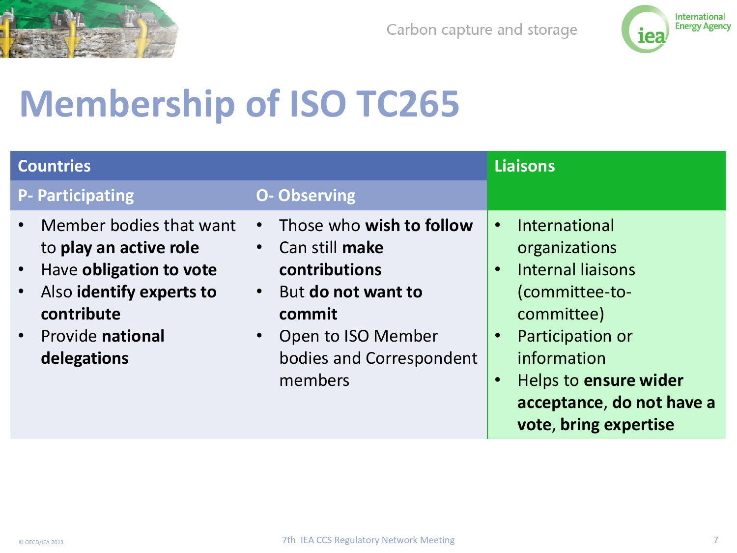# Membership of ISO TC265

| Countries | | Liaisons |
|---|---|---|
| **P- Participating** | **O- Observing** | |
| • Member bodies that want to **play an active role**<br>• Have **obligation to vote**<br>• Also **identify experts to contribute**<br>• Provide **national delegations** | • Those who **wish to follow**<br>• Can still **make contributions**<br>• But **do not want to commit**<br>• Open to ISO Member bodies and Correspondent members | • International organizations<br>• Internal liaisons (committee-to-committee)<br>• Participation or information<br>• Helps to **ensure wider acceptance**, **do not have a vote**, **bring expertise** |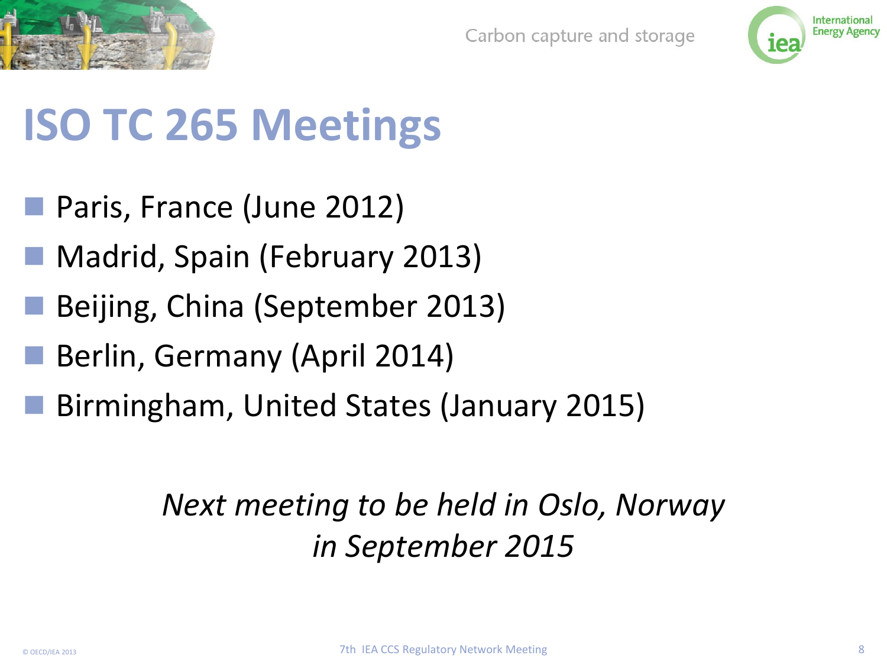# ISO TC 265 Meetings

- Paris, France (June 2012)
- Madrid, Spain (February 2013)
- Beijing, China (September 2013)
- Berlin, Germany (April 2014)
- Birmingham, United States (January 2015)

*Next meeting to be held in Oslo, Norway in September 2015*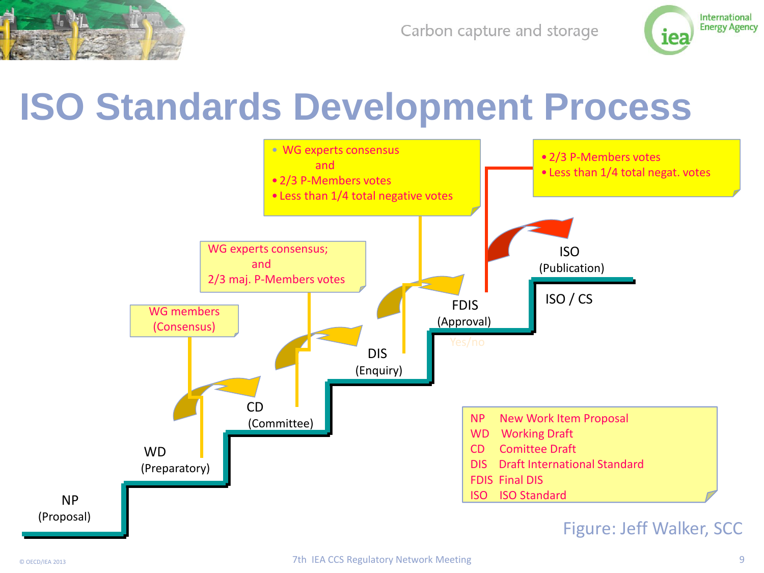# ISO Standards Development Process

NP
(Proposal)

WD
(Preparatory)

CD
(Committee)

DIS
(Enquiry)

FDIS
(Approval)

Yes/no

ISO
(Publication)

ISO / CS

WG members
(Consensus)

WG experts consensus;
and
2/3 maj. P-Members votes

- WG experts consensus
  and
- 2/3 P-Members votes
- Less than 1/4 total negative votes

- 2/3 P-Members votes
- Less than 1/4 total negat. votes

| | |
|---|---|
| NP | New Work Item Proposal |
| WD | Working Draft |
| CD | Comittee Draft |
| DIS | Draft International Standard |
| FDIS | Final DIS |
| ISO | ISO Standard |

Figure: Jeff Walker, SCC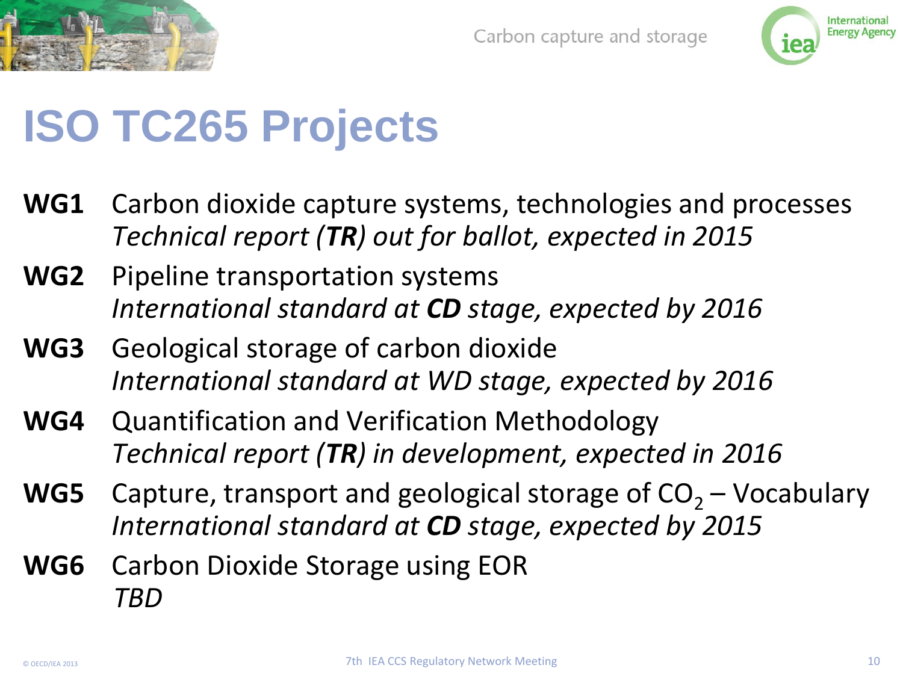# ISO TC265 Projects

**WG1** Carbon dioxide capture systems, technologies and processes
*Technical report (**TR**) out for ballot, expected in 2015*

**WG2** Pipeline transportation systems
*International standard at **CD** stage, expected by 2016*

**WG3** Geological storage of carbon dioxide
*International standard at WD stage, expected by 2016*

**WG4** Quantification and Verification Methodology
*Technical report (**TR**) in development, expected in 2016*

**WG5** Capture, transport and geological storage of $CO_2$ – Vocabulary
*International standard at **CD** stage, expected by 2015*

**WG6** Carbon Dioxide Storage using EOR
*TBD*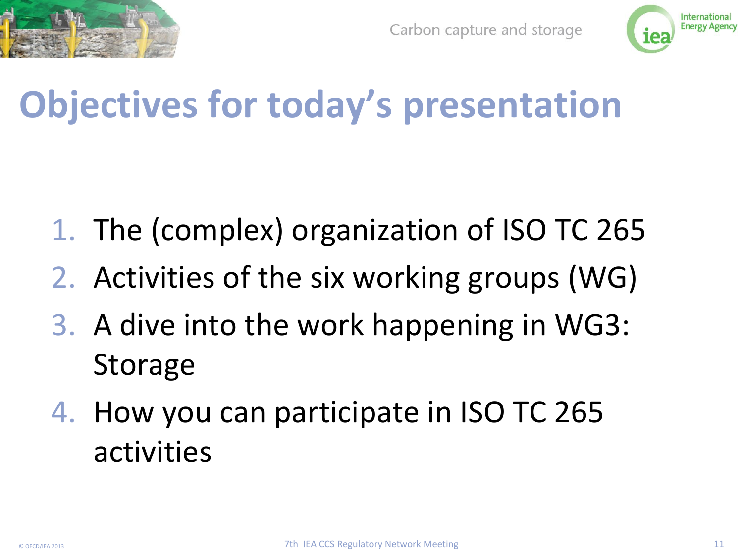# Objectives for today's presentation

1. The (complex) organization of ISO TC 265
2. Activities of the six working groups (WG)
3. A dive into the work happening in WG3: Storage
4. How you can participate in ISO TC 265 activities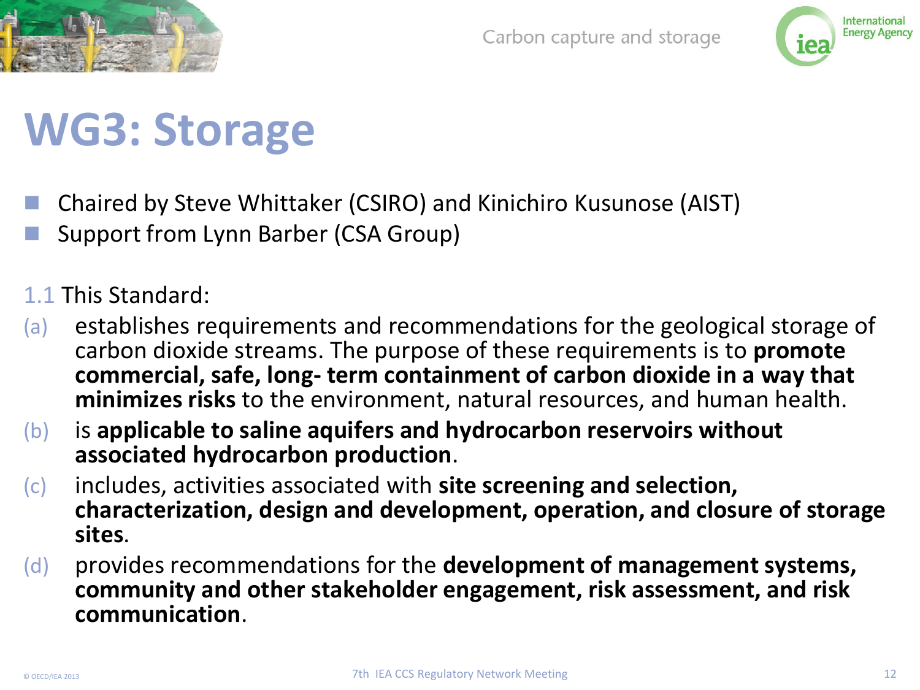# WG3: Storage

- Chaired by Steve Whittaker (CSIRO) and Kinichiro Kusunose (AIST)
- Support from Lynn Barber (CSA Group)

1.1 This Standard:

(a) establishes requirements and recommendations for the geological storage of carbon dioxide streams. The purpose of these requirements is to **promote commercial, safe, long- term containment of carbon dioxide in a way that minimizes risks** to the environment, natural resources, and human health.

(b) is **applicable to saline aquifers and hydrocarbon reservoirs without associated hydrocarbon production**.

(c) includes, activities associated with **site screening and selection, characterization, design and development, operation, and closure of storage sites**.

(d) provides recommendations for the **development of management systems, community and other stakeholder engagement, risk assessment, and risk communication**.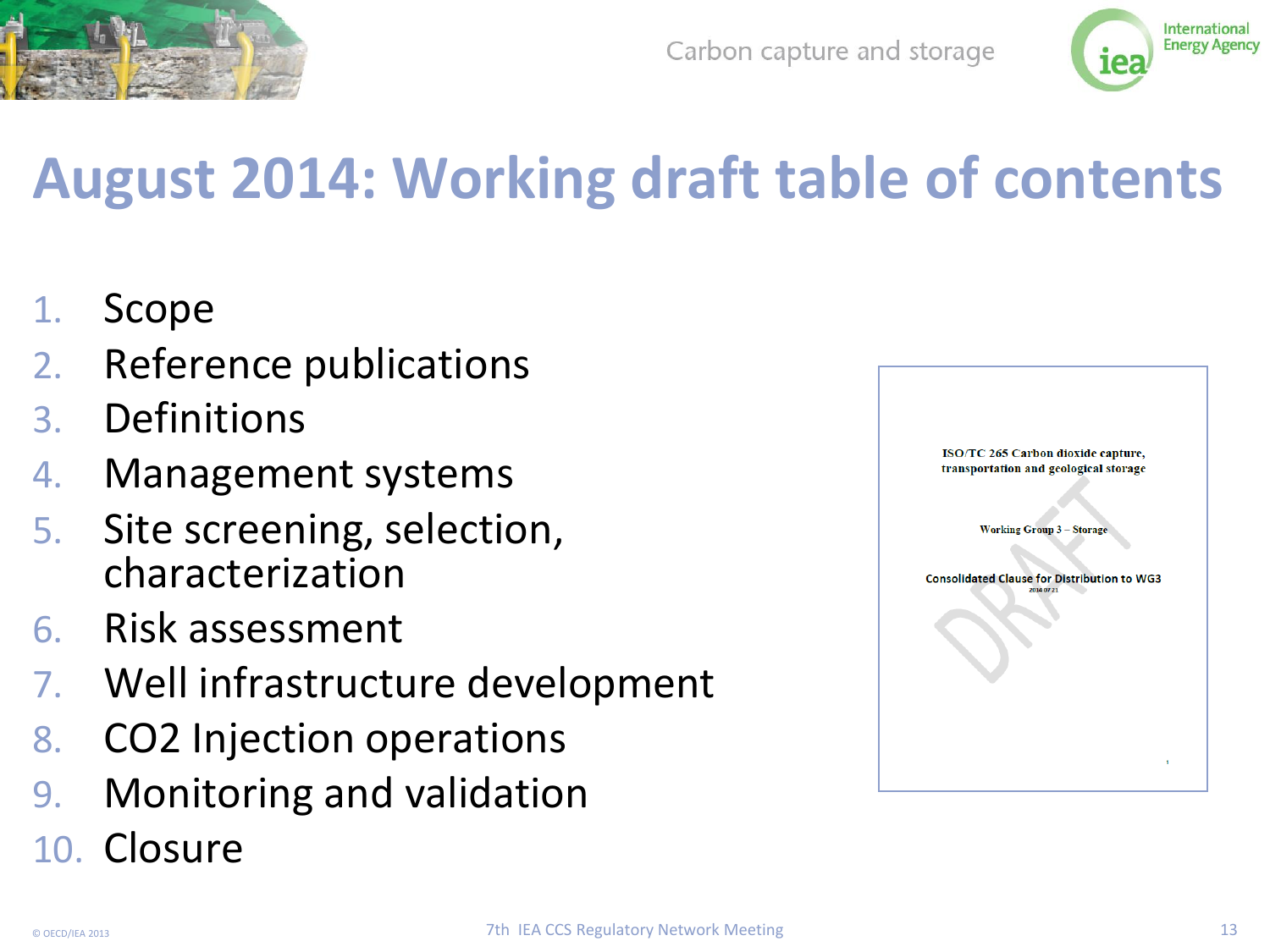# August 2014: Working draft table of contents

1. Scope
2. Reference publications
3. Definitions
4. Management systems
5. Site screening, selection, characterization
6. Risk assessment
7. Well infrastructure development
8. CO2 Injection operations
9. Monitoring and validation
10. Closure

ISO/TC 265 Carbon dioxide capture, transportation and geological storage

Working Group 3 – Storage

Consolidated Clause for Distribution to WG3

2014 07 21

DRAFT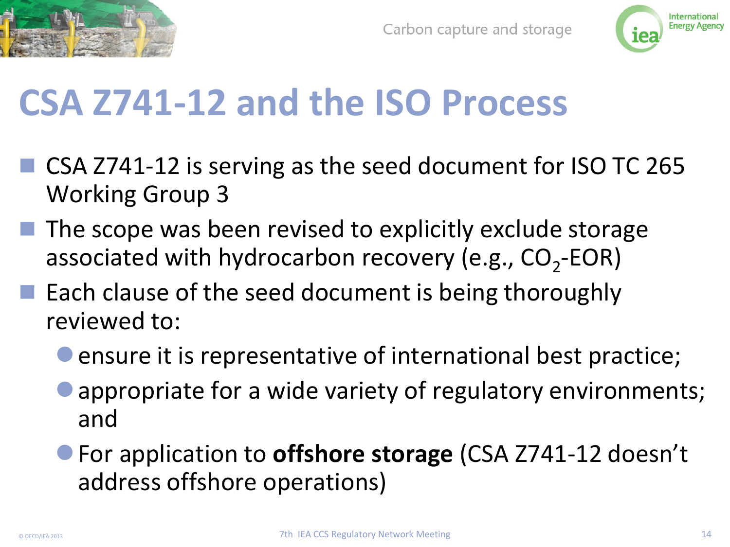# CSA Z741-12 and the ISO Process

- CSA Z741-12 is serving as the seed document for ISO TC 265 Working Group 3
- The scope was been revised to explicitly exclude storage associated with hydrocarbon recovery (e.g., $CO_2$-EOR)
- Each clause of the seed document is being thoroughly reviewed to:
  - ensure it is representative of international best practice;
  - appropriate for a wide variety of regulatory environments; and
  - For application to **offshore storage** (CSA Z741-12 doesn't address offshore operations)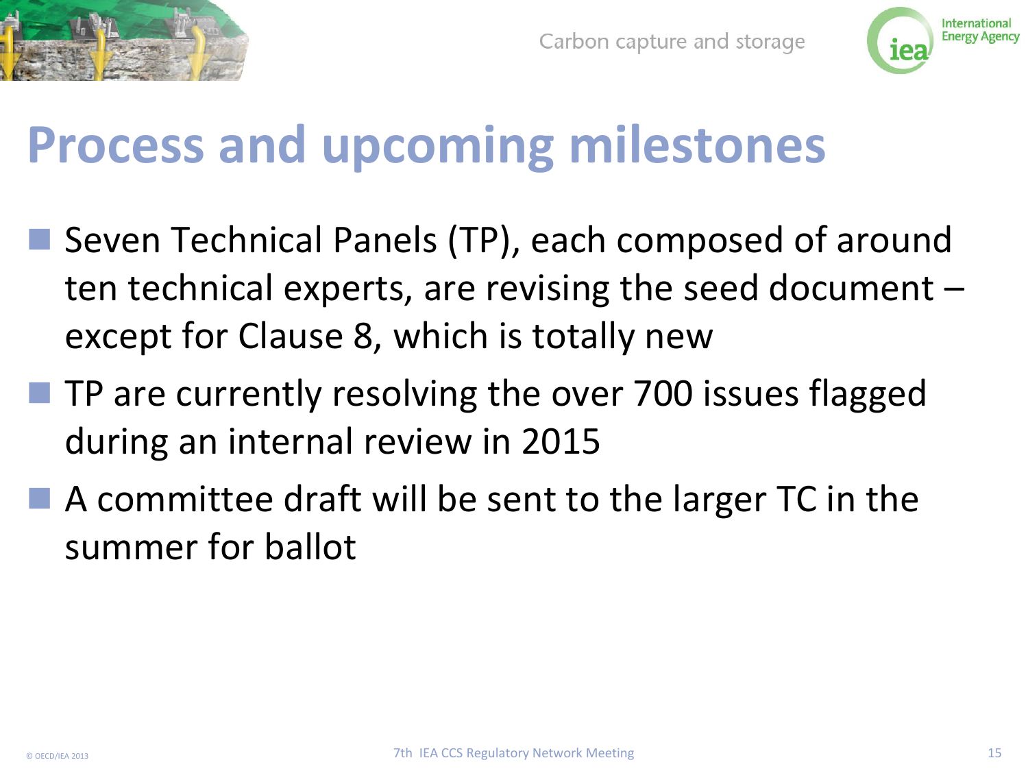# Process and upcoming milestones

- Seven Technical Panels (TP), each composed of around ten technical experts, are revising the seed document – except for Clause 8, which is totally new
- TP are currently resolving the over 700 issues flagged during an internal review in 2015
- A committee draft will be sent to the larger TC in the summer for ballot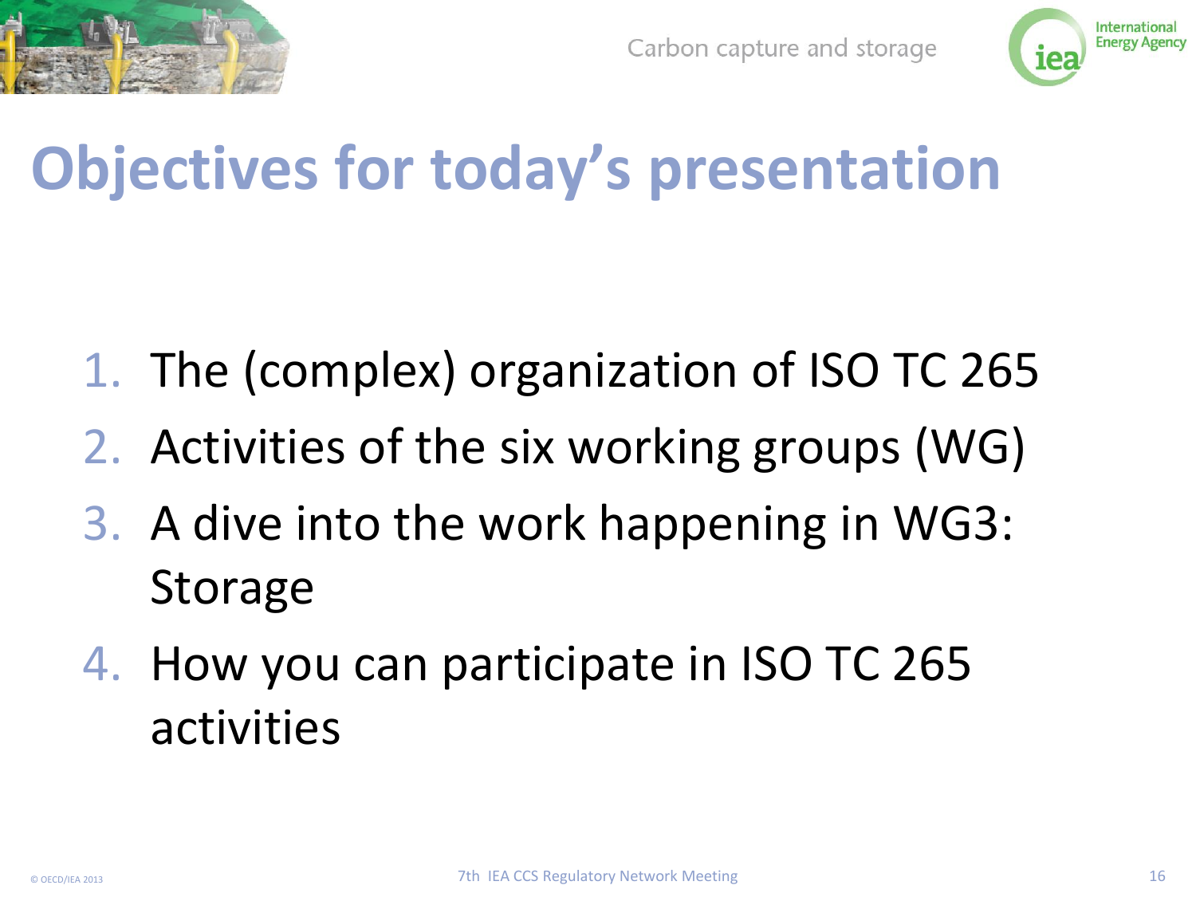# Objectives for today's presentation

1. The (complex) organization of ISO TC 265
2. Activities of the six working groups (WG)
3. A dive into the work happening in WG3: Storage
4. How you can participate in ISO TC 265 activities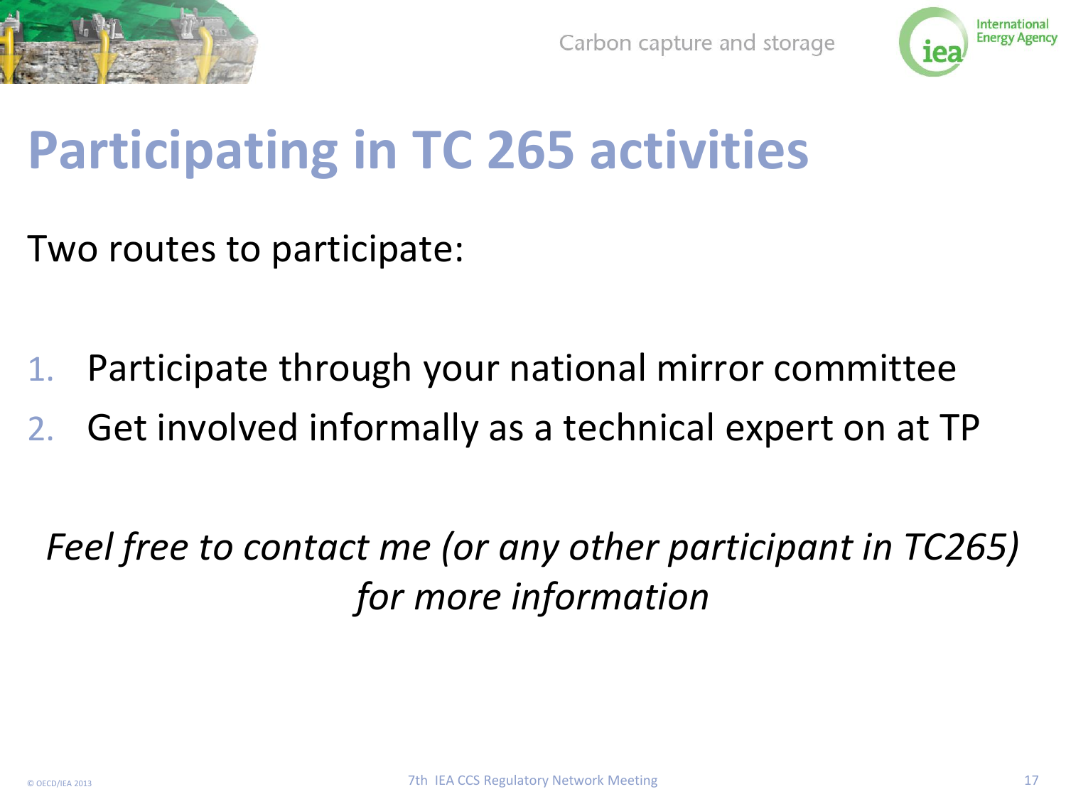# Participating in TC 265 activities

Two routes to participate:

1. Participate through your national mirror committee
2. Get involved informally as a technical expert on at TP

*Feel free to contact me (or any other participant in TC265) for more information*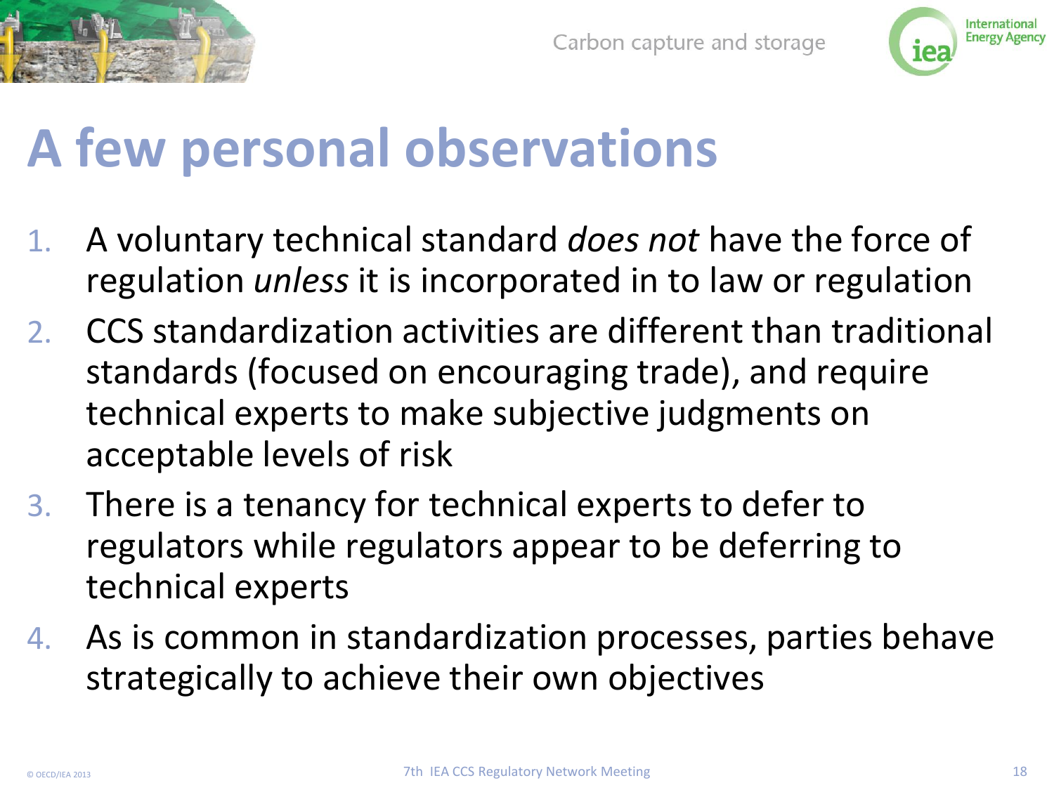# A few personal observations

1. A voluntary technical standard *does not* have the force of regulation *unless* it is incorporated in to law or regulation
2. CCS standardization activities are different than traditional standards (focused on encouraging trade), and require technical experts to make subjective judgments on acceptable levels of risk
3. There is a tenancy for technical experts to defer to regulators while regulators appear to be deferring to technical experts
4. As is common in standardization processes, parties behave strategically to achieve their own objectives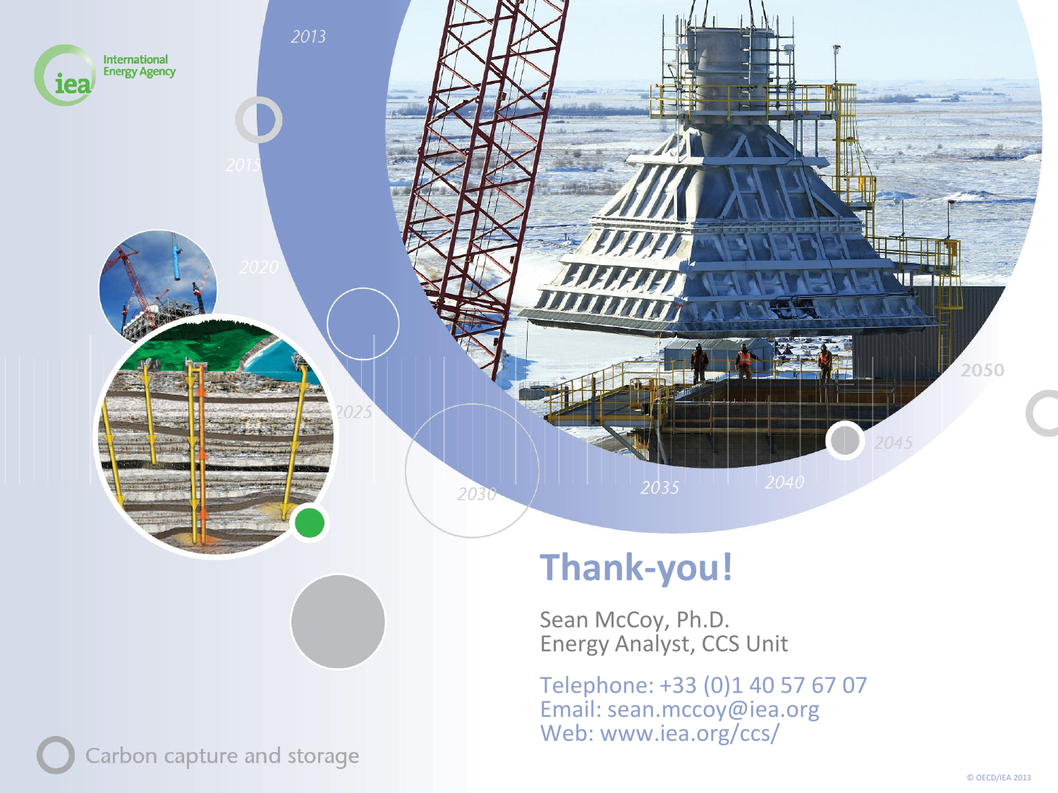International Energy Agency

# Thank-you!

Sean McCoy, Ph.D.
Energy Analyst, CCS Unit

Telephone: +33 (0)1 40 57 67 07
Email: sean.mccoy@iea.org
Web: www.iea.org/ccs/

Carbon capture and storage

© OECD/IEA 2013